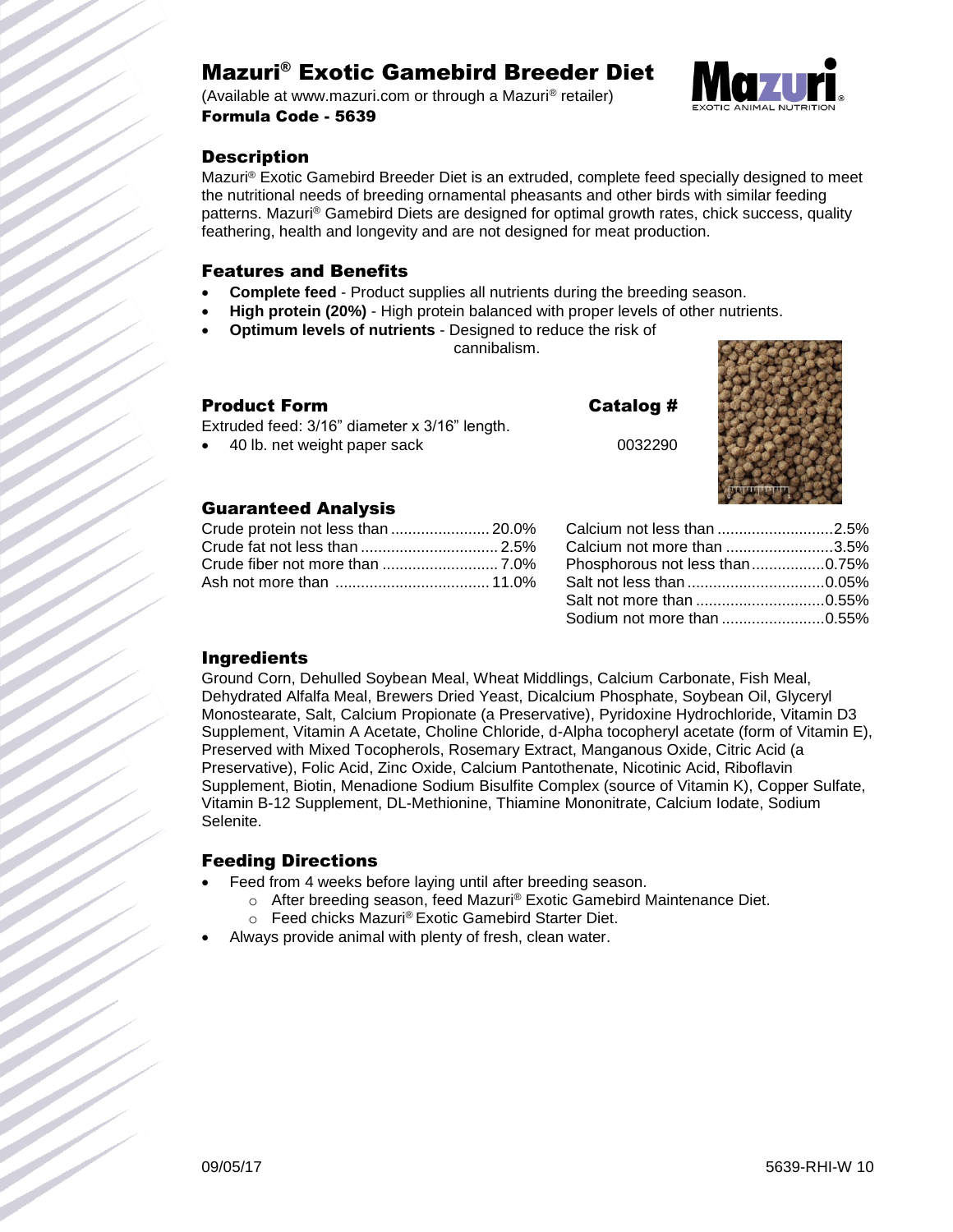# Mazuri® Exotic Gamebird Breeder Diet

(Available at www.mazuri.com or through a Mazuri® retailer)

**Formula Code - 5639**

## Description

Mazuri® Exotic Gamebird Breeder Diet is an extruded, complete feed specially designed to meet the nutritional needs of breeding ornamental pheasants and other birds with similar feeding patterns. Mazuri® Gamebird Diets are designed for optimal growth rates, chick success, quality feathering, health and longevity and are not designed for meat production.

## Features and Benefits

- **Complete feed** - Product supplies all nutrients during the breeding season.
- **High protein (20%)** - High protein balanced with proper levels of other nutrients.
- **Optimum levels of nutrients** - Designed to reduce the risk of cannibalism.

## Product Form

Extruded feed: 3/16" diameter x 3/16" length.

| Product Form | Catalog # |
| --- | --- |
| 40 lb. net weight paper sack | 0032290 |

## Guaranteed Analysis

| | |
| --- | --- |
| Crude protein not less than | 20.0% |
| Crude fat not less than | 2.5% |
| Crude fiber not more than | 7.0% |
| Ash not more than | 11.0% |
| Calcium not less than | 2.5% |
| Calcium not more than | 3.5% |
| Phosphorous not less than | 0.75% |
| Salt not less than | 0.05% |
| Salt not more than | 0.55% |
| Sodium not more than | 0.55% |

## Ingredients

Ground Corn, Dehulled Soybean Meal, Wheat Middlings, Calcium Carbonate, Fish Meal, Dehydrated Alfalfa Meal, Brewers Dried Yeast, Dicalcium Phosphate, Soybean Oil, Glyceryl Monostearate, Salt, Calcium Propionate (a Preservative), Pyridoxine Hydrochloride, Vitamin D3 Supplement, Vitamin A Acetate, Choline Chloride, d-Alpha tocopheryl acetate (form of Vitamin E), Preserved with Mixed Tocopherols, Rosemary Extract, Manganous Oxide, Citric Acid (a Preservative), Folic Acid, Zinc Oxide, Calcium Pantothenate, Nicotinic Acid, Riboflavin Supplement, Biotin, Menadione Sodium Bisulfite Complex (source of Vitamin K), Copper Sulfate, Vitamin B-12 Supplement, DL-Methionine, Thiamine Mononitrate, Calcium Iodate, Sodium Selenite.

## Feeding Directions

- Feed from 4 weeks before laying until after breeding season.
  - After breeding season, feed Mazuri® Exotic Gamebird Maintenance Diet.
  - Feed chicks Mazuri® Exotic Gamebird Starter Diet.
- Always provide animal with plenty of fresh, clean water.

09/05/17 5639-RHI-W 10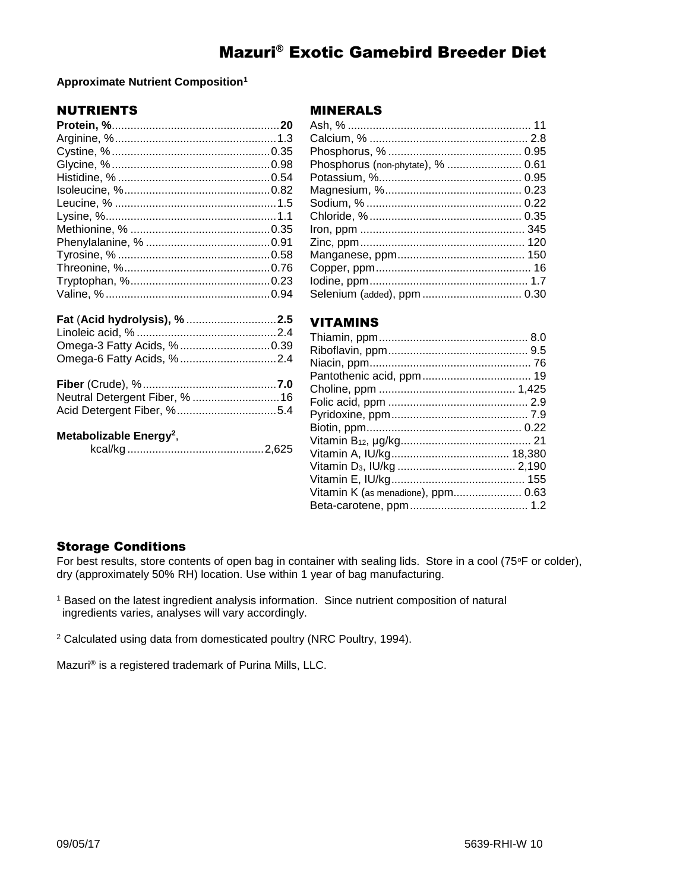# Mazuri® Exotic Gamebird Breeder Diet

**Approximate Nutrient Composition**[1]

## NUTRIENTS

| | |
|---|---|
| **Protein, %** | **20** |
| Arginine, % | 1.3 |
| Cystine, % | 0.35 |
| Glycine, % | 0.98 |
| Histidine, % | 0.54 |
| Isoleucine, % | 0.82 |
| Leucine, % | 1.5 |
| Lysine, % | 1.1 |
| Methionine, % | 0.35 |
| Phenylalanine, % | 0.91 |
| Tyrosine, % | 0.58 |
| Threonine, % | 0.76 |
| Tryptophan, % | 0.23 |
| Valine, % | 0.94 |

| | |
|---|---|
| **Fat (Acid hydrolysis), %** | **2.5** |
| Linoleic acid, % | 2.4 |
| Omega-3 Fatty Acids, % | 0.39 |
| Omega-6 Fatty Acids, % | 2.4 |

| | |
|---|---|
| **Fiber** (Crude), % | **7.0** |
| Neutral Detergent Fiber, % | 16 |
| Acid Detergent Fiber, % | 5.4 |

| | |
|---|---|
| **Metabolizable Energy**[2], kcal/kg | 2,625 |

## MINERALS

| | |
|---|---|
| Ash, % | 11 |
| Calcium, % | 2.8 |
| Phosphorus, % | 0.95 |
| Phosphorus (non-phytate), % | 0.61 |
| Potassium, % | 0.95 |
| Magnesium, % | 0.23 |
| Sodium, % | 0.22 |
| Chloride, % | 0.35 |
| Iron, ppm | 345 |
| Zinc, ppm | 120 |
| Manganese, ppm | 150 |
| Copper, ppm | 16 |
| Iodine, ppm | 1.7 |
| Selenium (added), ppm | 0.30 |

## VITAMINS

| | |
|---|---|
| Thiamin, ppm | 8.0 |
| Riboflavin, ppm | 9.5 |
| Niacin, ppm | 76 |
| Pantothenic acid, ppm | 19 |
| Choline, ppm | 1,425 |
| Folic acid, ppm | 2.9 |
| Pyridoxine, ppm | 7.9 |
| Biotin, ppm | 0.22 |
| Vitamin $B_{12}$, µg/kg | 21 |
| Vitamin A, IU/kg | 18,380 |
| Vitamin $D_3$, IU/kg | 2,190 |
| Vitamin E, IU/kg | 155 |
| Vitamin K (as menadione), ppm | 0.63 |
| Beta-carotene, ppm | 1.2 |

## Storage Conditions

For best results, store contents of open bag in container with sealing lids. Store in a cool (75°F or colder), dry (approximately 50% RH) location. Use within 1 year of bag manufacturing.

[1] Based on the latest ingredient analysis information. Since nutrient composition of natural ingredients varies, analyses will vary accordingly.

[2] Calculated using data from domesticated poultry (NRC Poultry, 1994).

Mazuri® is a registered trademark of Purina Mills, LLC.

09/05/17 5639-RHI-W 10